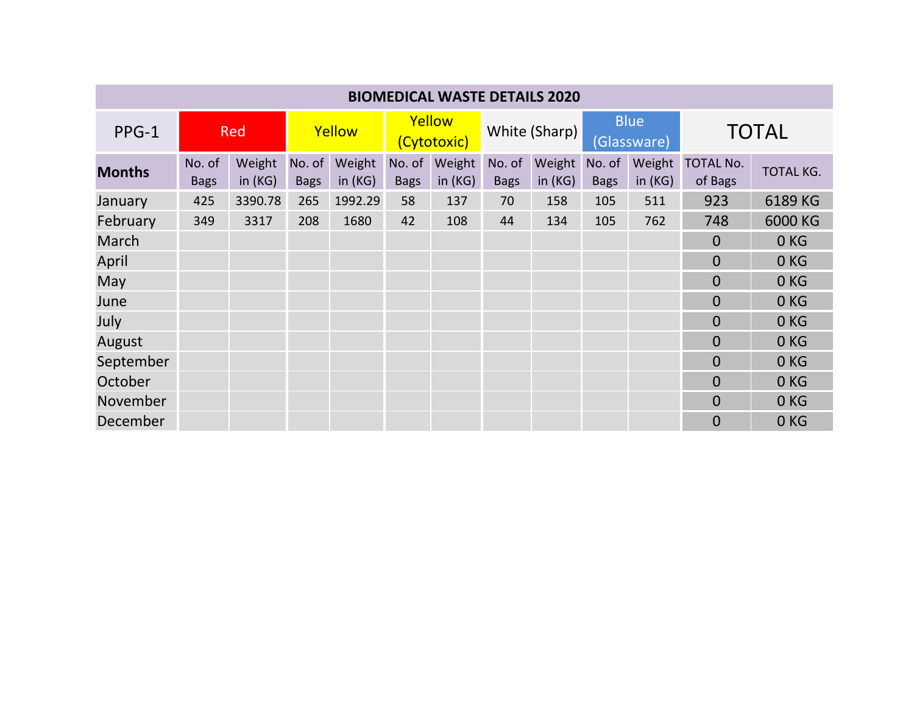| BIOMEDICAL WASTE DETAILS 2020 | | | | | | | | | | | | |
|---|---|---|---|---|---|---|---|---|---|---|---|---|
| PPG-1 | Red | | Yellow | | Yellow (Cytotoxic) | | White (Sharp) | | Blue (Glassware) | | TOTAL | |
| **Months** | No. of Bags | Weight in (KG) | No. of Bags | Weight in (KG) | No. of Bags | Weight in (KG) | No. of Bags | Weight in (KG) | No. of Bags | Weight in (KG) | TOTAL No. of Bags | TOTAL KG. |
| January | 425 | 3390.78 | 265 | 1992.29 | 58 | 137 | 70 | 158 | 105 | 511 | 923 | 6189 KG |
| February | 349 | 3317 | 208 | 1680 | 42 | 108 | 44 | 134 | 105 | 762 | 748 | 6000 KG |
| March | | | | | | | | | | | 0 | 0 KG |
| April | | | | | | | | | | | 0 | 0 KG |
| May | | | | | | | | | | | 0 | 0 KG |
| June | | | | | | | | | | | 0 | 0 KG |
| July | | | | | | | | | | | 0 | 0 KG |
| August | | | | | | | | | | | 0 | 0 KG |
| September | | | | | | | | | | | 0 | 0 KG |
| October | | | | | | | | | | | 0 | 0 KG |
| November | | | | | | | | | | | 0 | 0 KG |
| December | | | | | | | | | | | 0 | 0 KG |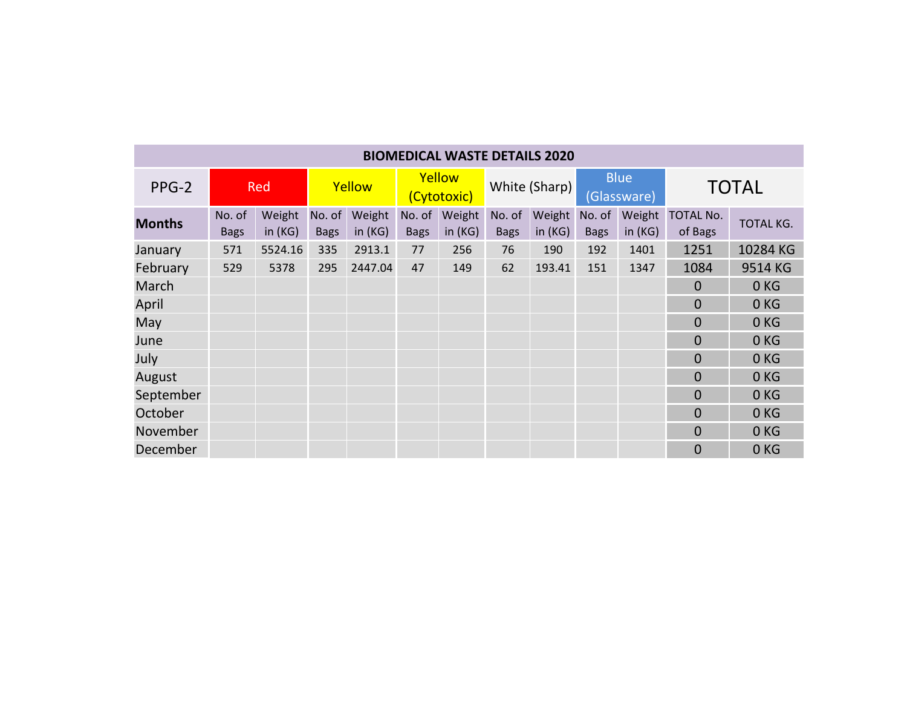| BIOMEDICAL WASTE DETAILS 2020 | | | | | | | | | | | | |
|---|---|---|---|---|---|---|---|---|---|---|---|---|
| PPG-2 | Red | | Yellow | | Yellow (Cytotoxic) | | White (Sharp) | | Blue (Glassware) | | TOTAL | |
| Months | No. of Bags | Weight in (KG) | No. of Bags | Weight in (KG) | No. of Bags | Weight in (KG) | No. of Bags | Weight in (KG) | No. of Bags | Weight in (KG) | TOTAL No. of Bags | TOTAL KG. |
| January | 571 | 5524.16 | 335 | 2913.1 | 77 | 256 | 76 | 190 | 192 | 1401 | 1251 | 10284 KG |
| February | 529 | 5378 | 295 | 2447.04 | 47 | 149 | 62 | 193.41 | 151 | 1347 | 1084 | 9514 KG |
| March | | | | | | | | | | | 0 | 0 KG |
| April | | | | | | | | | | | 0 | 0 KG |
| May | | | | | | | | | | | 0 | 0 KG |
| June | | | | | | | | | | | 0 | 0 KG |
| July | | | | | | | | | | | 0 | 0 KG |
| August | | | | | | | | | | | 0 | 0 KG |
| September | | | | | | | | | | | 0 | 0 KG |
| October | | | | | | | | | | | 0 | 0 KG |
| November | | | | | | | | | | | 0 | 0 KG |
| December | | | | | | | | | | | 0 | 0 KG |